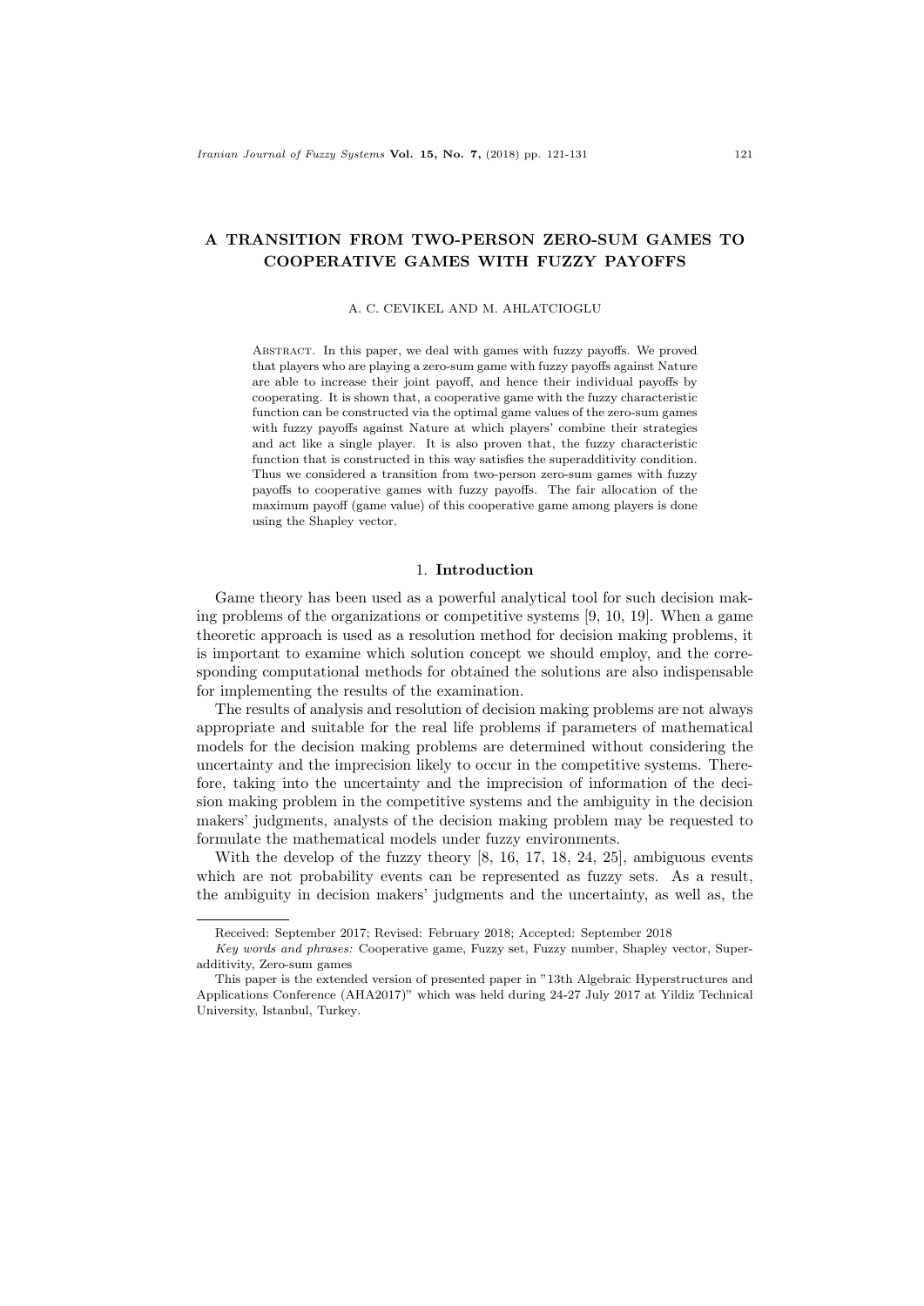# A TRANSITION FROM TWO-PERSON ZERO-SUM GAMES TO COOPERATIVE GAMES WITH FUZZY PAYOFFS

A. C. CEVIKEL AND M. AHLATCIOGLU

Abstract. In this paper, we deal with games with fuzzy payoffs. We proved that players who are playing a zero-sum game with fuzzy payoffs against Nature are able to increase their joint payoff, and hence their individual payoffs by cooperating. It is shown that, a cooperative game with the fuzzy characteristic function can be constructed via the optimal game values of the zero-sum games with fuzzy payoffs against Nature at which players' combine their strategies and act like a single player. It is also proven that, the fuzzy characteristic function that is constructed in this way satisfies the superadditivity condition. Thus we considered a transition from two-person zero-sum games with fuzzy payoffs to cooperative games with fuzzy payoffs. The fair allocation of the maximum payoff (game value) of this cooperative game among players is done using the Shapley vector.

## 1. Introduction

Game theory has been used as a powerful analytical tool for such decision making problems of the organizations or competitive systems [9, 10, 19]. When a game theoretic approach is used as a resolution method for decision making problems, it is important to examine which solution concept we should employ, and the corresponding computational methods for obtained the solutions are also indispensable for implementing the results of the examination.

The results of analysis and resolution of decision making problems are not always appropriate and suitable for the real life problems if parameters of mathematical models for the decision making problems are determined without considering the uncertainty and the imprecision likely to occur in the competitive systems. Therefore, taking into the uncertainty and the imprecision of information of the decision making problem in the competitive systems and the ambiguity in the decision makers' judgments, analysts of the decision making problem may be requested to formulate the mathematical models under fuzzy environments.

With the develop of the fuzzy theory [8, 16, 17, 18, 24, 25], ambiguous events which are not probability events can be represented as fuzzy sets. As a result, the ambiguity in decision makers' judgments and the uncertainty, as well as, the

---

Received: September 2017; Revised: February 2018; Accepted: September 2018

*Key words and phrases:* Cooperative game, Fuzzy set, Fuzzy number, Shapley vector, Superadditivity, Zero-sum games

This paper is the extended version of presented paper in "13th Algebraic Hyperstructures and Applications Conference (AHA2017)" which was held during 24-27 July 2017 at Yildiz Technical University, Istanbul, Turkey.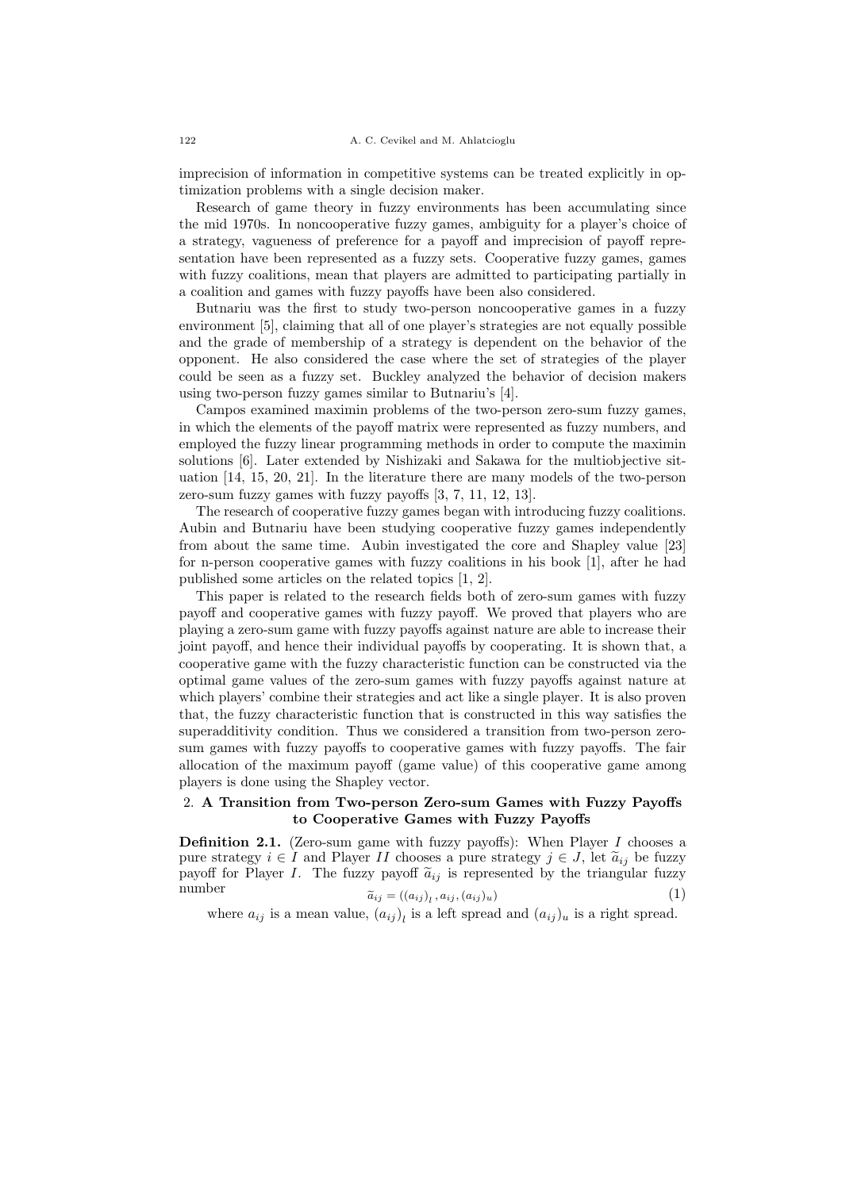imprecision of information in competitive systems can be treated explicitly in optimization problems with a single decision maker.

Research of game theory in fuzzy environments has been accumulating since the mid 1970s. In noncooperative fuzzy games, ambiguity for a player's choice of a strategy, vagueness of preference for a payoff and imprecision of payoff representation have been represented as a fuzzy sets. Cooperative fuzzy games, games with fuzzy coalitions, mean that players are admitted to participating partially in a coalition and games with fuzzy payoffs have been also considered.

Butnariu was the first to study two-person noncooperative games in a fuzzy environment [5], claiming that all of one player's strategies are not equally possible and the grade of membership of a strategy is dependent on the behavior of the opponent. He also considered the case where the set of strategies of the player could be seen as a fuzzy set. Buckley analyzed the behavior of decision makers using two-person fuzzy games similar to Butnariu's [4].

Campos examined maximin problems of the two-person zero-sum fuzzy games, in which the elements of the payoff matrix were represented as fuzzy numbers, and employed the fuzzy linear programming methods in order to compute the maximin solutions [6]. Later extended by Nishizaki and Sakawa for the multiobjective situation [14, 15, 20, 21]. In the literature there are many models of the two-person zero-sum fuzzy games with fuzzy payoffs [3, 7, 11, 12, 13].

The research of cooperative fuzzy games began with introducing fuzzy coalitions. Aubin and Butnariu have been studying cooperative fuzzy games independently from about the same time. Aubin investigated the core and Shapley value [23] for n-person cooperative games with fuzzy coalitions in his book [1], after he had published some articles on the related topics [1, 2].

This paper is related to the research fields both of zero-sum games with fuzzy payoff and cooperative games with fuzzy payoff. We proved that players who are playing a zero-sum game with fuzzy payoffs against nature are able to increase their joint payoff, and hence their individual payoffs by cooperating. It is shown that, a cooperative game with the fuzzy characteristic function can be constructed via the optimal game values of the zero-sum games with fuzzy payoffs against nature at which players' combine their strategies and act like a single player. It is also proven that, the fuzzy characteristic function that is constructed in this way satisfies the superadditivity condition. Thus we considered a transition from two-person zero-sum games with fuzzy payoffs to cooperative games with fuzzy payoffs. The fair allocation of the maximum payoff (game value) of this cooperative game among players is done using the Shapley vector.

## 2. A Transition from Two-person Zero-sum Games with Fuzzy Payoffs to Cooperative Games with Fuzzy Payoffs

**Definition 2.1.** (Zero-sum game with fuzzy payoffs): When Player $I$ chooses a pure strategy $i \in I$ and Player $II$ chooses a pure strategy $j \in J$, let $\widetilde{a}_{ij}$ be fuzzy payoff for Player $I$. The fuzzy payoff $\widetilde{a}_{ij}$ is represented by the triangular fuzzy number

$$\widetilde{a}_{ij} = \left( (a_{ij})_l \, , a_{ij}, (a_{ij})_u \right) \tag{1}$$

where $a_{ij}$ is a mean value, $(a_{ij})_l$ is a left spread and $(a_{ij})_u$ is a right spread.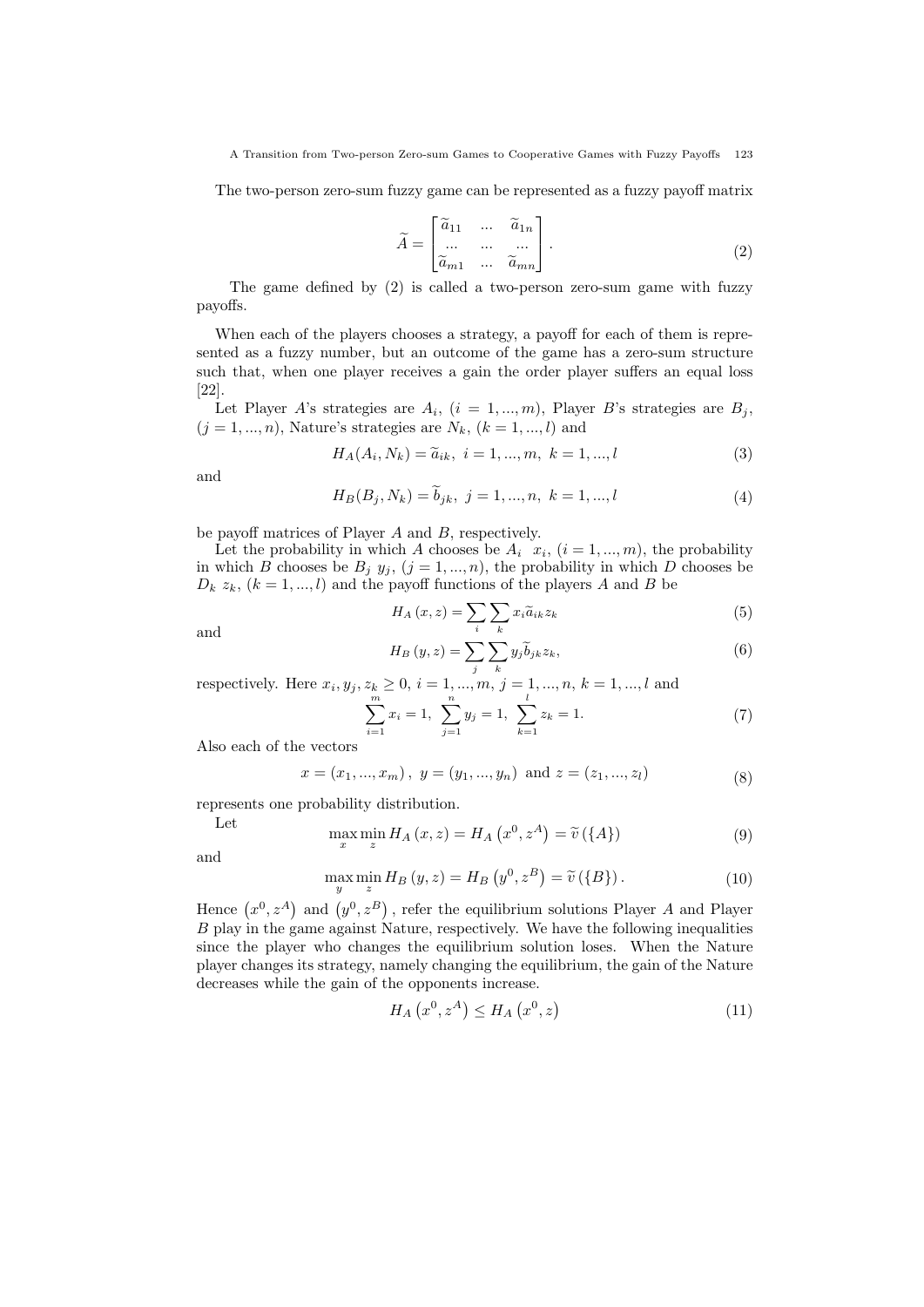The two-person zero-sum fuzzy game can be represented as a fuzzy payoff matrix

$$\widetilde{A} = \begin{bmatrix} \widetilde{a}_{11} & ... & \widetilde{a}_{1n} \\ ... & ... & ... \\ \widetilde{a}_{m1} & ... & \widetilde{a}_{mn} \end{bmatrix}. \tag{2}$$

The game defined by (2) is called a two-person zero-sum game with fuzzy payoffs.

When each of the players chooses a strategy, a payoff for each of them is represented as a fuzzy number, but an outcome of the game has a zero-sum structure such that, when one player receives a gain the order player suffers an equal loss [22].

Let Player $A$'s strategies are $A_i$, $(i = 1, ..., m)$, Player $B$'s strategies are $B_j$, $(j = 1, ..., n)$, Nature's strategies are $N_k$, $(k = 1, ..., l)$ and

$$H_A(A_i, N_k) = \widetilde{a}_{ik}, \; i = 1, ..., m, \; k = 1, ..., l \tag{3}$$

and

$$H_B(B_j, N_k) = \widetilde{b}_{jk}, \; j = 1, ..., n, \; k = 1, ..., l \tag{4}$$

be payoff matrices of Player $A$ and $B$, respectively.

Let the probability in which $A$ chooses be $A_i$ $x_i$, $(i = 1, ..., m)$, the probability in which $B$ chooses be $B_j$ $y_j$, $(j = 1, ..., n)$, the probability in which $D$ chooses be $D_k$ $z_k$, $(k = 1, ..., l)$ and the payoff functions of the players $A$ and $B$ be

$$H_A(x, z) = \sum_i \sum_k x_i \widetilde{a}_{ik} z_k \tag{5}$$

and

$$H_B(y, z) = \sum_j \sum_k y_j \widetilde{b}_{jk} z_k, \tag{6}$$

respectively. Here $x_i, y_j, z_k \geq 0$, $i = 1, ..., m$, $j = 1, ..., n$, $k = 1, ..., l$ and

$$\sum_{i=1}^{m} x_i = 1, \; \sum_{j=1}^{n} y_j = 1, \; \sum_{k=1}^{l} z_k = 1. \tag{7}$$

Also each of the vectors

$$x = (x_1, ..., x_m), \; y = (y_1, ..., y_n) \text{ and } z = (z_1, ..., z_l) \tag{8}$$

represents one probability distribution.

Let

$$\max_x \min_z H_A(x, z) = H_A(x^0, z^A) = \widetilde{v}(\{A\}) \tag{9}$$

and

$$\max_y \min_z H_B(y, z) = H_B(y^0, z^B) = \widetilde{v}(\{B\}). \tag{10}$$

Hence $(x^0, z^A)$ and $(y^0, z^B)$, refer the equilibrium solutions Player $A$ and Player $B$ play in the game against Nature, respectively. We have the following inequalities since the player who changes the equilibrium solution loses. When the Nature player changes its strategy, namely changing the equilibrium, the gain of the Nature decreases while the gain of the opponents increase.

$$H_A(x^0, z^A) \leq H_A(x^0, z) \tag{11}$$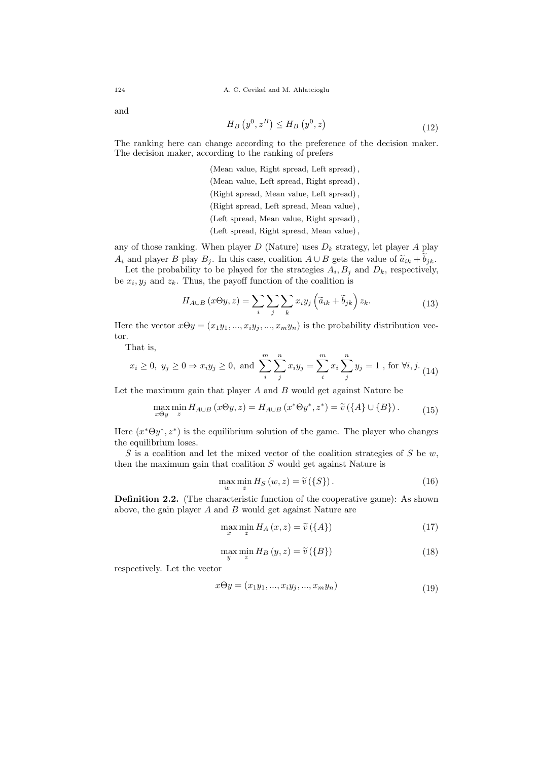and

$$H_B\left(y^0, z^B\right) \leq H_B\left(y^0, z\right) \tag{12}$$

The ranking here can change according to the preference of the decision maker. The decision maker, according to the ranking of prefers

$$\begin{gathered}
(\text{Mean value, Right spread, Left spread}), \\
(\text{Mean value, Left spread, Right spread}), \\
(\text{Right spread, Mean value, Left spread}), \\
(\text{Right spread, Left spread, Mean value}), \\
(\text{Left spread, Mean value, Right spread}), \\
(\text{Left spread, Right spread, Mean value}),
\end{gathered}$$

any of those ranking. When player $D$ (Nature) uses $D_k$ strategy, let player $A$ play $A_i$ and player $B$ play $B_j$. In this case, coalition $A \cup B$ gets the value of $\widetilde{a}_{ik} + \widetilde{b}_{jk}$.

Let the probability to be played for the strategies $A_i, B_j$ and $D_k$, respectively, be $x_i, y_j$ and $z_k$. Thus, the payoff function of the coalition is

$$H_{A \cup B}\left(x\Theta y, z\right) = \sum_i \sum_j \sum_k x_i y_j \left(\widetilde{a}_{ik} + \widetilde{b}_{jk}\right) z_k. \tag{13}$$

Here the vector $x\Theta y = (x_1y_1, ..., x_iy_j, ..., x_my_n)$ is the probability distribution vector.

That is,

$$x_i \geq 0,\ y_j \geq 0 \Rightarrow x_iy_j \geq 0,\ \text{and}\ \sum_i^m \sum_j^n x_iy_j = \sum_i^m x_i \sum_j^n y_j = 1\ ,\ \text{for}\ \forall i, j. \tag{14}$$

Let the maximum gain that player $A$ and $B$ would get against Nature be

$$\max_{x\Theta y} \min_z H_{A \cup B}\left(x\Theta y, z\right) = H_{A \cup B}\left(x^*\Theta y^*, z^*\right) = \widetilde{v}\left(\{A\} \cup \{B\}\right). \tag{15}$$

Here $(x^*\Theta y^*, z^*)$ is the equilibrium solution of the game. The player who changes the equilibrium loses.

$S$ is a coalition and let the mixed vector of the coalition strategies of $S$ be $w$, then the maximum gain that coalition $S$ would get against Nature is

$$\max_w \min_z H_S\left(w, z\right) = \widetilde{v}\left(\{S\}\right). \tag{16}$$

**Definition 2.2.** (The characteristic function of the cooperative game): As shown above, the gain player $A$ and $B$ would get against Nature are

$$\max_x \min_z H_A\left(x, z\right) = \widetilde{v}\left(\{A\}\right) \tag{17}$$

$$\max_y \min_z H_B\left(y, z\right) = \widetilde{v}\left(\{B\}\right) \tag{18}$$

respectively. Let the vector

$$x\Theta y = (x_1y_1, ..., x_iy_j, ..., x_my_n) \tag{19}$$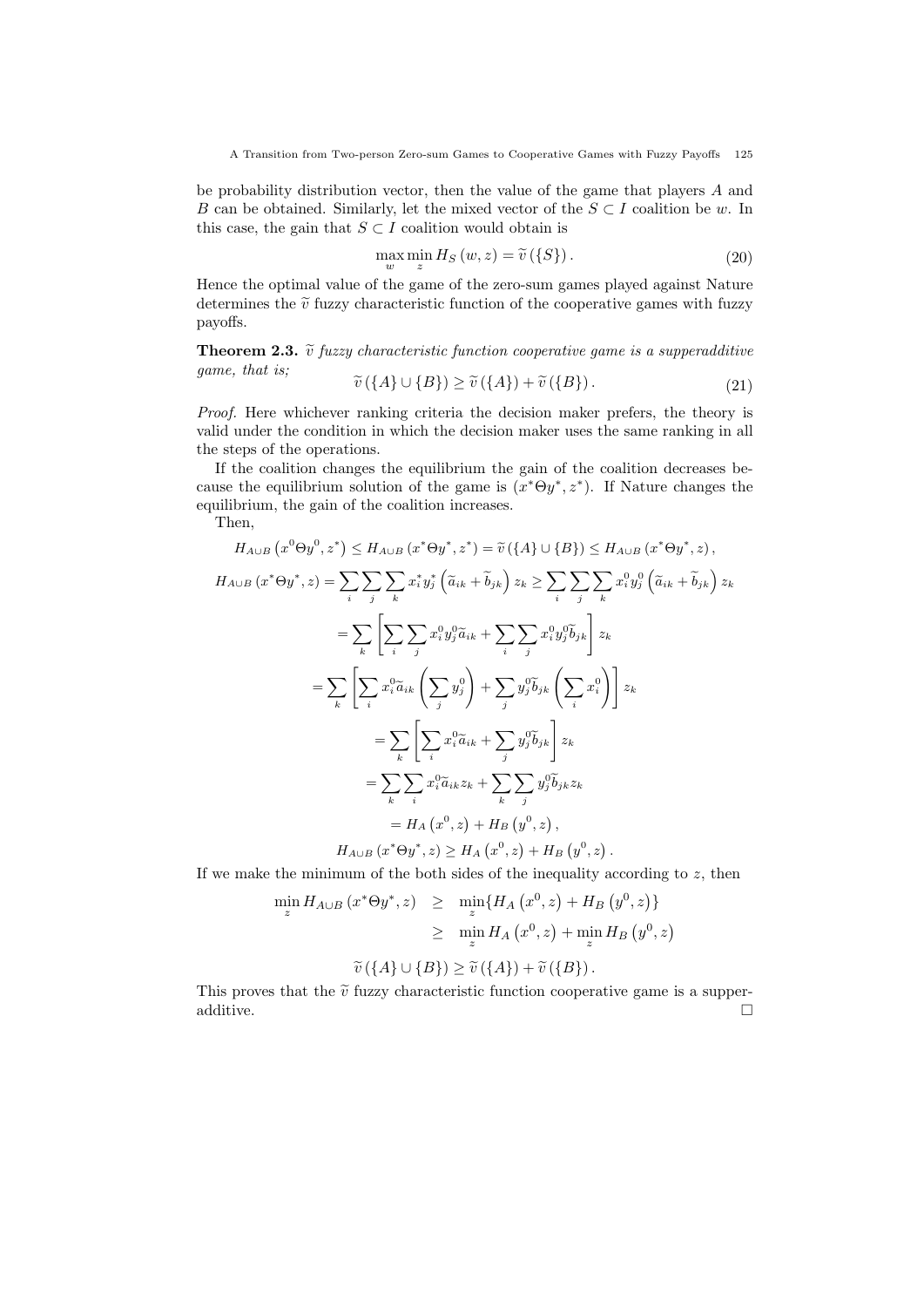be probability distribution vector, then the value of the game that players $A$ and $B$ can be obtained. Similarly, let the mixed vector of the $S \subset I$ coalition be $w$. In this case, the gain that $S \subset I$ coalition would obtain is

$$\max_{w} \min_{z} H_S(w, z) = \widetilde{v}(\{S\}). \tag{20}$$

Hence the optimal value of the game of the zero-sum games played against Nature determines the $\widetilde{v}$ fuzzy characteristic function of the cooperative games with fuzzy payoffs.

**Theorem 2.3.** *$\widetilde{v}$ fuzzy characteristic function cooperative game is a supperadditive game, that is;*

$$\widetilde{v}(\{A\} \cup \{B\}) \geq \widetilde{v}(\{A\}) + \widetilde{v}(\{B\}). \tag{21}$$

*Proof.* Here whichever ranking criteria the decision maker prefers, the theory is valid under the condition in which the decision maker uses the same ranking in all the steps of the operations.

If the coalition changes the equilibrium the gain of the coalition decreases because the equilibrium solution of the game is $(x^*\Theta y^*, z^*)$. If Nature changes the equilibrium, the gain of the coalition increases.

Then,

$$H_{A\cup B}\left(x^0\Theta y^0, z^*\right) \leq H_{A\cup B}\left(x^*\Theta y^*, z^*\right) = \widetilde{v}(\{A\} \cup \{B\}) \leq H_{A\cup B}\left(x^*\Theta y^*, z\right),$$

$$H_{A\cup B}\left(x^*\Theta y^*, z\right) = \sum_i \sum_j \sum_k x_i^* y_j^* \left(\widetilde{a}_{ik} + \widetilde{b}_{jk}\right) z_k \geq \sum_i \sum_j \sum_k x_i^0 y_j^0 \left(\widetilde{a}_{ik} + \widetilde{b}_{jk}\right) z_k$$

$$= \sum_k \left[\sum_i \sum_j x_i^0 y_j^0 \widetilde{a}_{ik} + \sum_i \sum_j x_i^0 y_j^0 \widetilde{b}_{jk}\right] z_k$$

$$= \sum_k \left[\sum_i x_i^0 \widetilde{a}_{ik} \left(\sum_j y_j^0\right) + \sum_j y_j^0 \widetilde{b}_{jk} \left(\sum_i x_i^0\right)\right] z_k$$

$$= \sum_k \left[\sum_i x_i^0 \widetilde{a}_{ik} + \sum_j y_j^0 \widetilde{b}_{jk}\right] z_k$$

$$= \sum_k \sum_i x_i^0 \widetilde{a}_{ik} z_k + \sum_k \sum_j y_j^0 \widetilde{b}_{jk} z_k$$

$$= H_A\left(x^0, z\right) + H_B\left(y^0, z\right),$$

$$H_{A\cup B}\left(x^*\Theta y^*, z\right) \geq H_A\left(x^0, z\right) + H_B\left(y^0, z\right).$$

If we make the minimum of the both sides of the inequality according to $z$, then

$$\begin{aligned}
\min_z H_{A\cup B}\left(x^*\Theta y^*, z\right) &\geq \min_z \{H_A\left(x^0, z\right) + H_B\left(y^0, z\right)\} \\
&\geq \min_z H_A\left(x^0, z\right) + \min_z H_B\left(y^0, z\right)
\end{aligned}$$

$$\widetilde{v}(\{A\} \cup \{B\}) \geq \widetilde{v}(\{A\}) + \widetilde{v}(\{B\}).$$

This proves that the $\widetilde{v}$ fuzzy characteristic function cooperative game is a supperadditive. □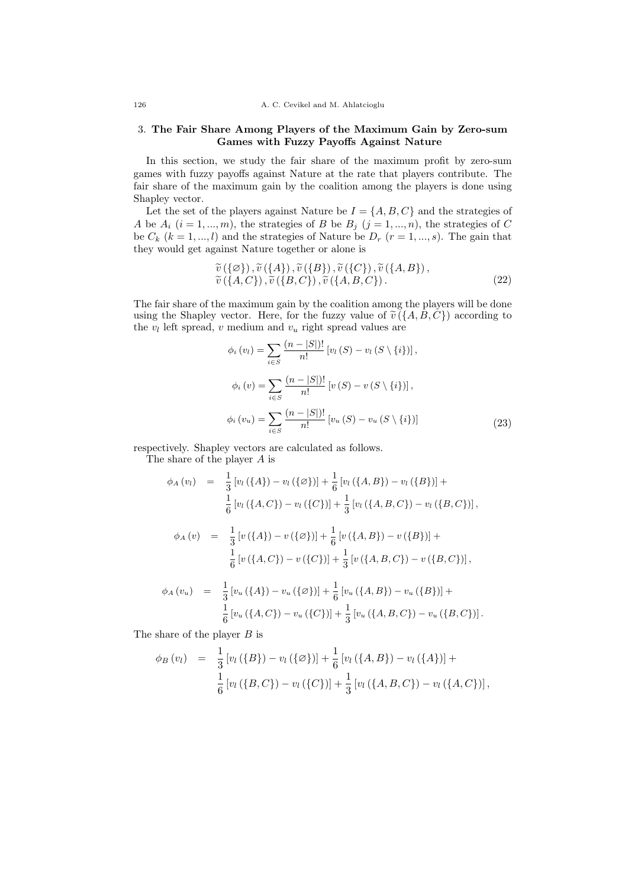## 3. The Fair Share Among Players of the Maximum Gain by Zero-sum Games with Fuzzy Payoffs Against Nature

In this section, we study the fair share of the maximum profit by zero-sum games with fuzzy payoffs against Nature at the rate that players contribute. The fair share of the maximum gain by the coalition among the players is done using Shapley vector.

Let the set of the players against Nature be $I = \{A, B, C\}$ and the strategies of $A$ be $A_i$ $(i = 1, ..., m)$, the strategies of $B$ be $B_j$ $(j = 1, ..., n)$, the strategies of $C$ be $C_k$ $(k = 1, ..., l)$ and the strategies of Nature be $D_r$ $(r = 1, ..., s)$. The gain that they would get against Nature together or alone is

$$\begin{aligned}
&\widetilde{v}(\{\varnothing\}), \widetilde{v}(\{A\}), \widetilde{v}(\{B\}), \widetilde{v}(\{C\}), \widetilde{v}(\{A, B\}), \\
&\widetilde{v}(\{A, C\}), \widetilde{v}(\{B, C\}), \widetilde{v}(\{A, B, C\}). \qquad (22)
\end{aligned}$$

The fair share of the maximum gain by the coalition among the players will be done using the Shapley vector. Here, for the fuzzy value of $\widetilde{v}(\{A, B, C\})$ according to the $v_l$ left spread, $v$ medium and $v_u$ right spread values are

$$\phi_i(v_l) = \sum_{i \in S} \frac{(n - |S|)!}{n!} [v_l(S) - v_l(S \setminus \{i\})],$$

$$\phi_i(v) = \sum_{i \in S} \frac{(n - |S|)!}{n!} [v(S) - v(S \setminus \{i\})],$$

$$\phi_i(v_u) = \sum_{i \in S} \frac{(n - |S|)!}{n!} [v_u(S) - v_u(S \setminus \{i\})] \qquad (23)$$

respectively. Shapley vectors are calculated as follows.

The share of the player $A$ is

$$\begin{aligned}
\phi_A(v_l) = \; & \frac{1}{3}[v_l(\{A\}) - v_l(\{\varnothing\})] + \frac{1}{6}[v_l(\{A, B\}) - v_l(\{B\})] + \\
& \frac{1}{6}[v_l(\{A, C\}) - v_l(\{C\})] + \frac{1}{3}[v_l(\{A, B, C\}) - v_l(\{B, C\})],
\end{aligned}$$

$$\begin{aligned}
\phi_A(v) = \; & \frac{1}{3}[v(\{A\}) - v(\{\varnothing\})] + \frac{1}{6}[v(\{A, B\}) - v(\{B\})] + \\
& \frac{1}{6}[v(\{A, C\}) - v(\{C\})] + \frac{1}{3}[v(\{A, B, C\}) - v(\{B, C\})],
\end{aligned}$$

$$\begin{aligned}
\phi_A(v_u) = \; & \frac{1}{3}[v_u(\{A\}) - v_u(\{\varnothing\})] + \frac{1}{6}[v_u(\{A, B\}) - v_u(\{B\})] + \\
& \frac{1}{6}[v_u(\{A, C\}) - v_u(\{C\})] + \frac{1}{3}[v_u(\{A, B, C\}) - v_u(\{B, C\})].
\end{aligned}$$

The share of the player $B$ is

$$\begin{aligned}
\phi_B(v_l) = \; & \frac{1}{3}[v_l(\{B\}) - v_l(\{\varnothing\})] + \frac{1}{6}[v_l(\{A, B\}) - v_l(\{A\})] + \\
& \frac{1}{6}[v_l(\{B, C\}) - v_l(\{C\})] + \frac{1}{3}[v_l(\{A, B, C\}) - v_l(\{A, C\})],
\end{aligned}$$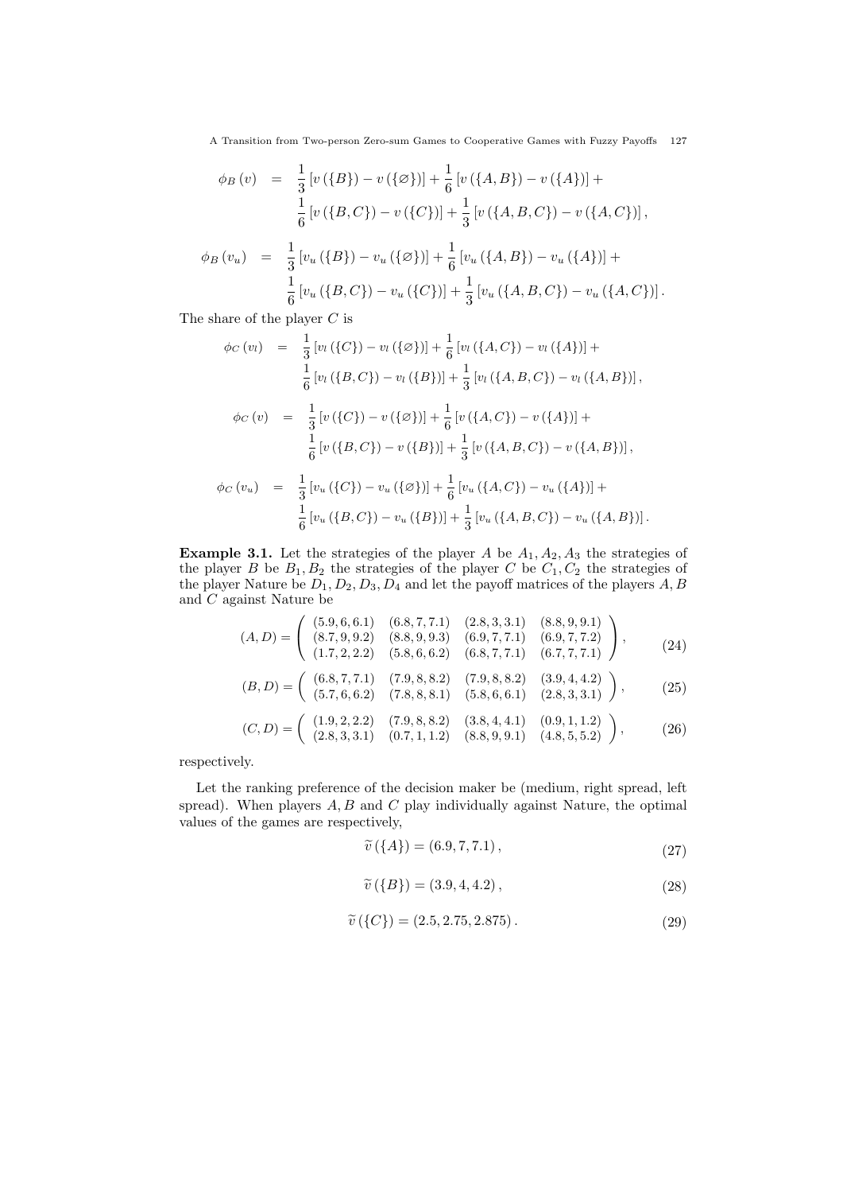$$
\begin{aligned}
\phi_B(v) &= \frac{1}{3}\left[v(\{B\}) - v(\{\varnothing\})\right] + \frac{1}{6}\left[v(\{A,B\}) - v(\{A\})\right] + \\
&\quad \frac{1}{6}\left[v(\{B,C\}) - v(\{C\})\right] + \frac{1}{3}\left[v(\{A,B,C\}) - v(\{A,C\})\right],
\end{aligned}
$$

$$
\begin{aligned}
\phi_B(v_u) &= \frac{1}{3}\left[v_u(\{B\}) - v_u(\{\varnothing\})\right] + \frac{1}{6}\left[v_u(\{A,B\}) - v_u(\{A\})\right] + \\
&\quad \frac{1}{6}\left[v_u(\{B,C\}) - v_u(\{C\})\right] + \frac{1}{3}\left[v_u(\{A,B,C\}) - v_u(\{A,C\})\right].
\end{aligned}
$$

The share of the player $C$ is

$$
\begin{aligned}
\phi_C(v_l) &= \frac{1}{3}\left[v_l(\{C\}) - v_l(\{\varnothing\})\right] + \frac{1}{6}\left[v_l(\{A,C\}) - v_l(\{A\})\right] + \\
&\quad \frac{1}{6}\left[v_l(\{B,C\}) - v_l(\{B\})\right] + \frac{1}{3}\left[v_l(\{A,B,C\}) - v_l(\{A,B\})\right],
\end{aligned}
$$

$$
\begin{aligned}
\phi_C(v) &= \frac{1}{3}\left[v(\{C\}) - v(\{\varnothing\})\right] + \frac{1}{6}\left[v(\{A,C\}) - v(\{A\})\right] + \\
&\quad \frac{1}{6}\left[v(\{B,C\}) - v(\{B\})\right] + \frac{1}{3}\left[v(\{A,B,C\}) - v(\{A,B\})\right],
\end{aligned}
$$

$$
\begin{aligned}
\phi_C(v_u) &= \frac{1}{3}\left[v_u(\{C\}) - v_u(\{\varnothing\})\right] + \frac{1}{6}\left[v_u(\{A,C\}) - v_u(\{A\})\right] + \\
&\quad \frac{1}{6}\left[v_u(\{B,C\}) - v_u(\{B\})\right] + \frac{1}{3}\left[v_u(\{A,B,C\}) - v_u(\{A,B\})\right].
\end{aligned}
$$

**Example 3.1.** Let the strategies of the player $A$ be $A_1, A_2, A_3$ the strategies of the player $B$ be $B_1, B_2$ the strategies of the player $C$ be $C_1, C_2$ the strategies of the player Nature be $D_1, D_2, D_3, D_4$ and let the payoff matrices of the players $A, B$ and $C$ against Nature be

$$
(A, D) = \begin{pmatrix} (5.9, 6, 6.1) & (6.8, 7, 7.1) & (2.8, 3, 3.1) & (8.8, 9, 9.1) \\ (8.7, 9, 9.2) & (8.8, 9, 9.3) & (6.9, 7, 7.1) & (6.9, 7, 7.2) \\ (1.7, 2, 2.2) & (5.8, 6, 6.2) & (6.8, 7, 7.1) & (6.7, 7, 7.1) \end{pmatrix}, \tag{24}
$$

$$
(B, D) = \begin{pmatrix} (6.8, 7, 7.1) & (7.9, 8, 8.2) & (7.9, 8, 8.2) & (3.9, 4, 4.2) \\ (5.7, 6, 6.2) & (7.8, 8, 8.1) & (5.8, 6, 6.1) & (2.8, 3, 3.1) \end{pmatrix}, \tag{25}
$$

$$
(C, D) = \begin{pmatrix} (1.9, 2, 2.2) & (7.9, 8, 8.2) & (3.8, 4, 4.1) & (0.9, 1, 1.2) \\ (2.8, 3, 3.1) & (0.7, 1, 1.2) & (8.8, 9, 9.1) & (4.8, 5, 5.2) \end{pmatrix}, \tag{26}
$$

respectively.

Let the ranking preference of the decision maker be (medium, right spread, left spread). When players $A, B$ and $C$ play individually against Nature, the optimal values of the games are respectively,

$$
\widetilde{v}(\{A\}) = (6.9, 7, 7.1), \tag{27}
$$

$$
\widetilde{v}(\{B\}) = (3.9, 4, 4.2), \tag{28}
$$

$$
\widetilde{v}(\{C\}) = (2.5, 2.75, 2.875). \tag{29}
$$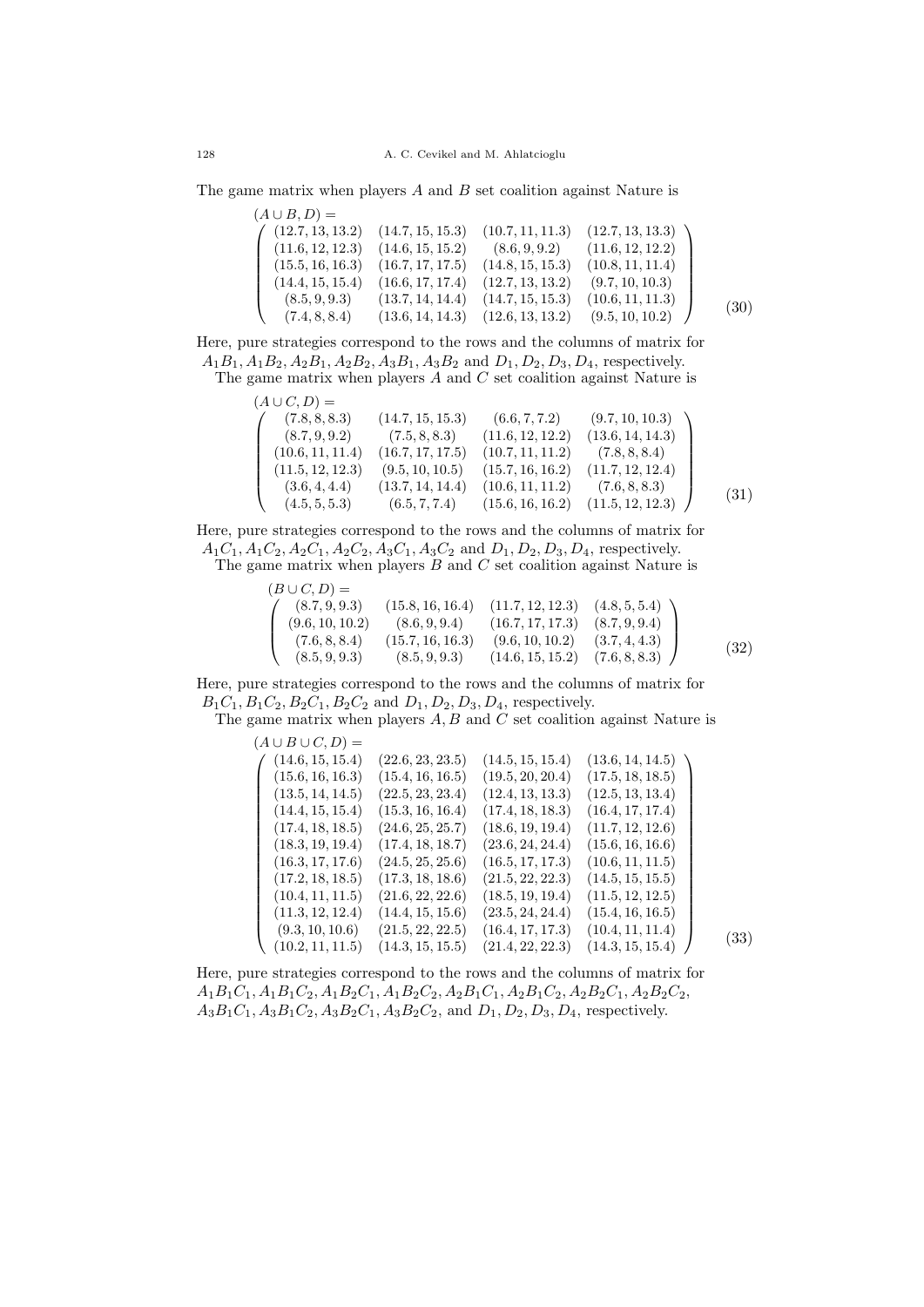The game matrix when players $A$ and $B$ set coalition against Nature is

$$
(A \cup B, D) = \begin{pmatrix}
(12.7, 13, 13.2) & (14.7, 15, 15.3) & (10.7, 11, 11.3) & (12.7, 13, 13.3) \\
(11.6, 12, 12.3) & (14.6, 15, 15.2) & (8.6, 9, 9.2) & (11.6, 12, 12.2) \\
(15.5, 16, 16.3) & (16.7, 17, 17.5) & (14.8, 15, 15.3) & (10.8, 11, 11.4) \\
(14.4, 15, 15.4) & (16.6, 17, 17.4) & (12.7, 13, 13.2) & (9.7, 10, 10.3) \\
(8.5, 9, 9.3) & (13.7, 14, 14.4) & (14.7, 15, 15.3) & (10.6, 11, 11.3) \\
(7.4, 8, 8.4) & (13.6, 14, 14.3) & (12.6, 13, 13.2) & (9.5, 10, 10.2)
\end{pmatrix} \tag{30}
$$

Here, pure strategies correspond to the rows and the columns of matrix for $A_1B_1, A_1B_2, A_2B_1, A_2B_2, A_3B_1, A_3B_2$ and $D_1, D_2, D_3, D_4$, respectively.

The game matrix when players $A$ and $C$ set coalition against Nature is

$$
(A \cup C, D) = \begin{pmatrix}
(7.8, 8, 8.3) & (14.7, 15, 15.3) & (6.6, 7, 7.2) & (9.7, 10, 10.3) \\
(8.7, 9, 9.2) & (7.5, 8, 8.3) & (11.6, 12, 12.2) & (13.6, 14, 14.3) \\
(10.6, 11, 11.4) & (16.7, 17, 17.5) & (10.7, 11, 11.2) & (7.8, 8, 8.4) \\
(11.5, 12, 12.3) & (9.5, 10, 10.5) & (15.7, 16, 16.2) & (11.7, 12, 12.4) \\
(3.6, 4, 4.4) & (13.7, 14, 14.4) & (10.6, 11, 11.2) & (7.6, 8, 8.3) \\
(4.5, 5, 5.3) & (6.5, 7, 7.4) & (15.6, 16, 16.2) & (11.5, 12, 12.3)
\end{pmatrix} \tag{31}
$$

Here, pure strategies correspond to the rows and the columns of matrix for $A_1C_1, A_1C_2, A_2C_1, A_2C_2, A_3C_1, A_3C_2$ and $D_1, D_2, D_3, D_4$, respectively.

The game matrix when players $B$ and $C$ set coalition against Nature is

$$
(B \cup C, D) = \begin{pmatrix}
(8.7, 9, 9.3) & (15.8, 16, 16.4) & (11.7, 12, 12.3) & (4.8, 5, 5.4) \\
(9.6, 10, 10.2) & (8.6, 9, 9.4) & (16.7, 17, 17.3) & (8.7, 9, 9.4) \\
(7.6, 8, 8.4) & (15.7, 16, 16.3) & (9.6, 10, 10.2) & (3.7, 4, 4.3) \\
(8.5, 9, 9.3) & (8.5, 9, 9.3) & (14.6, 15, 15.2) & (7.6, 8, 8.3)
\end{pmatrix} \tag{32}
$$

Here, pure strategies correspond to the rows and the columns of matrix for $B_1C_1, B_1C_2, B_2C_1, B_2C_2$ and $D_1, D_2, D_3, D_4$, respectively.

The game matrix when players $A, B$ and $C$ set coalition against Nature is

$$
(A \cup B \cup C, D) = \begin{pmatrix}
(14.6, 15, 15.4) & (22.6, 23, 23.5) & (14.5, 15, 15.4) & (13.6, 14, 14.5) \\
(15.6, 16, 16.3) & (15.4, 16, 16.5) & (19.5, 20, 20.4) & (17.5, 18, 18.5) \\
(13.5, 14, 14.5) & (22.5, 23, 23.4) & (12.4, 13, 13.3) & (12.5, 13, 13.4) \\
(14.4, 15, 15.4) & (15.3, 16, 16.4) & (17.4, 18, 18.3) & (16.4, 17, 17.4) \\
(17.4, 18, 18.5) & (24.6, 25, 25.7) & (18.6, 19, 19.4) & (11.7, 12, 12.6) \\
(18.3, 19, 19.4) & (17.4, 18, 18.7) & (23.6, 24, 24.4) & (15.6, 16, 16.6) \\
(16.3, 17, 17.6) & (24.5, 25, 25.6) & (16.5, 17, 17.3) & (10.6, 11, 11.5) \\
(17.2, 18, 18.5) & (17.3, 18, 18.6) & (21.5, 22, 22.3) & (14.5, 15, 15.5) \\
(10.4, 11, 11.5) & (21.6, 22, 22.6) & (18.5, 19, 19.4) & (11.5, 12, 12.5) \\
(11.3, 12, 12.4) & (14.4, 15, 15.6) & (23.5, 24, 24.4) & (15.4, 16, 16.5) \\
(9.3, 10, 10.6) & (21.5, 22, 22.5) & (16.4, 17, 17.3) & (10.4, 11, 11.4) \\
(10.2, 11, 11.5) & (14.3, 15, 15.5) & (21.4, 22, 22.3) & (14.3, 15, 15.4)
\end{pmatrix} \tag{33}
$$

Here, pure strategies correspond to the rows and the columns of matrix for $A_1B_1C_1, A_1B_1C_2, A_1B_2C_1, A_1B_2C_2, A_2B_1C_1, A_2B_1C_2, A_2B_2C_1, A_2B_2C_2,$ $A_3B_1C_1, A_3B_1C_2, A_3B_2C_1, A_3B_2C_2,$ and $D_1, D_2, D_3, D_4$, respectively.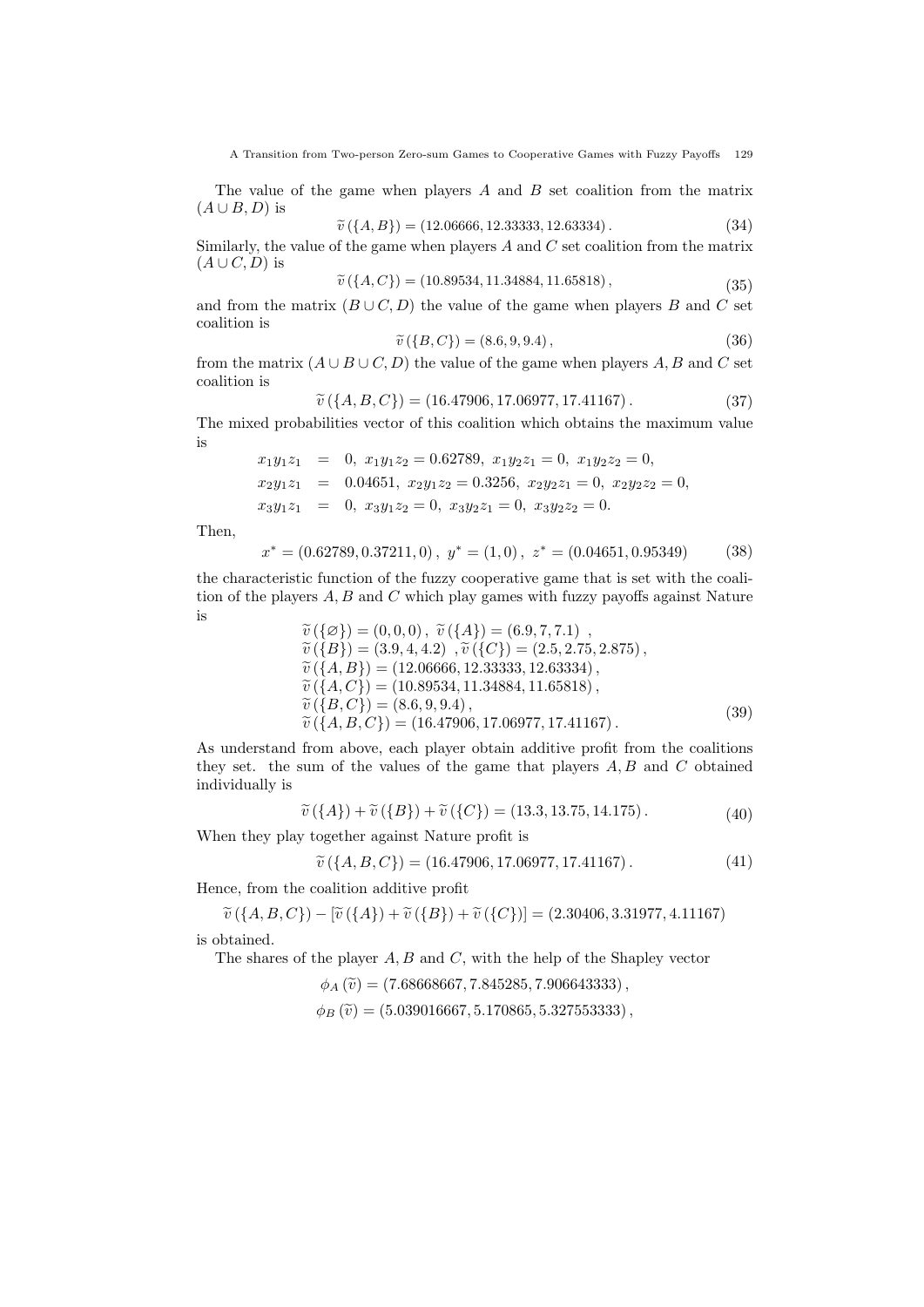The value of the game when players $A$ and $B$ set coalition from the matrix $(A \cup B, D)$ is

$$\widetilde{v}(\{A, B\}) = (12.06666, 12.33333, 12.63334). \tag{34}$$

Similarly, the value of the game when players $A$ and $C$ set coalition from the matrix $(A \cup C, D)$ is

$$\widetilde{v}(\{A, C\}) = (10.89534, 11.34884, 11.65818), \tag{35}$$

and from the matrix $(B \cup C, D)$ the value of the game when players $B$ and $C$ set coalition is

$$\widetilde{v}(\{B, C\}) = (8.6, 9, 9.4), \tag{36}$$

from the matrix $(A \cup B \cup C, D)$ the value of the game when players $A, B$ and $C$ set coalition is

$$\widetilde{v}(\{A, B, C\}) = (16.47906, 17.06977, 17.41167). \tag{37}$$

The mixed probabilities vector of this coalition which obtains the maximum value is

$$\begin{aligned}
x_1 y_1 z_1 &= 0,\ x_1 y_1 z_2 = 0.62789,\ x_1 y_2 z_1 = 0,\ x_1 y_2 z_2 = 0, \\
x_2 y_1 z_1 &= 0.04651,\ x_2 y_1 z_2 = 0.3256,\ x_2 y_2 z_1 = 0,\ x_2 y_2 z_2 = 0, \\
x_3 y_1 z_1 &= 0,\ x_3 y_1 z_2 = 0,\ x_3 y_2 z_1 = 0,\ x_3 y_2 z_2 = 0.
\end{aligned}$$

Then,

$$x^* = (0.62789, 0.37211, 0),\ y^* = (1, 0),\ z^* = (0.04651, 0.95349) \tag{38}$$

the characteristic function of the fuzzy cooperative game that is set with the coalition of the players $A, B$ and $C$ which play games with fuzzy payoffs against Nature is

$$\begin{aligned}
&\widetilde{v}(\{\varnothing\}) = (0, 0, 0),\ \widetilde{v}(\{A\}) = (6.9, 7, 7.1), \\
&\widetilde{v}(\{B\}) = (3.9, 4, 4.2),\ \widetilde{v}(\{C\}) = (2.5, 2.75, 2.875), \\
&\widetilde{v}(\{A, B\}) = (12.06666, 12.33333, 12.63334), \\
&\widetilde{v}(\{A, C\}) = (10.89534, 11.34884, 11.65818), \\
&\widetilde{v}(\{B, C\}) = (8.6, 9, 9.4), \\
&\widetilde{v}(\{A, B, C\}) = (16.47906, 17.06977, 17.41167).
\end{aligned} \tag{39}$$

As understand from above, each player obtain additive profit from the coalitions they set. the sum of the values of the game that players $A, B$ and $C$ obtained individually is

$$\widetilde{v}(\{A\}) + \widetilde{v}(\{B\}) + \widetilde{v}(\{C\}) = (13.3, 13.75, 14.175). \tag{40}$$

When they play together against Nature profit is

$$\widetilde{v}(\{A, B, C\}) = (16.47906, 17.06977, 17.41167). \tag{41}$$

Hence, from the coalition additive profit

$$\widetilde{v}(\{A, B, C\}) - [\widetilde{v}(\{A\}) + \widetilde{v}(\{B\}) + \widetilde{v}(\{C\})] = (2.30406, 3.31977, 4.11167)$$

is obtained.

The shares of the player $A, B$ and $C$, with the help of the Shapley vector

$$\phi_A(\widetilde{v}) = (7.68668667, 7.845285, 7.906643333),$$

$$\phi_B(\widetilde{v}) = (5.039016667, 5.170865, 5.327553333),$$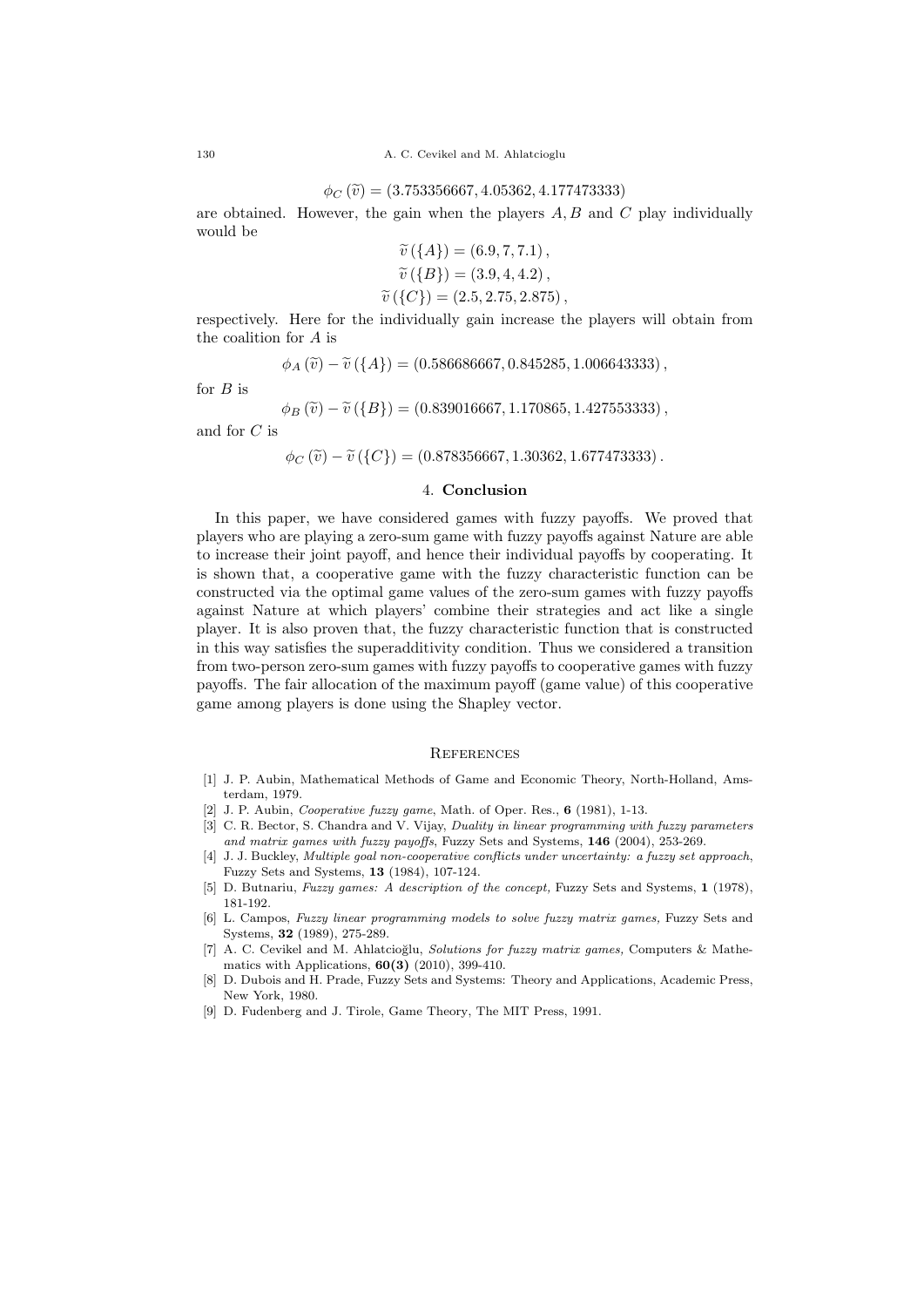$$\phi_C(\widetilde{v}) = (3.753356667, 4.05362, 4.177473333)$$

are obtained. However, the gain when the players $A, B$ and $C$ play individually would be

$$\widetilde{v}(\{A\}) = (6.9, 7, 7.1),$$
$$\widetilde{v}(\{B\}) = (3.9, 4, 4.2),$$
$$\widetilde{v}(\{C\}) = (2.5, 2.75, 2.875),$$

respectively. Here for the individually gain increase the players will obtain from the coalition for $A$ is

$$\phi_A(\widetilde{v}) - \widetilde{v}(\{A\}) = (0.586686667, 0.845285, 1.006643333),$$

for $B$ is

$$\phi_B(\widetilde{v}) - \widetilde{v}(\{B\}) = (0.839016667, 1.170865, 1.427553333),$$

and for $C$ is

$$\phi_C(\widetilde{v}) - \widetilde{v}(\{C\}) = (0.878356667, 1.30362, 1.677473333).$$

## 4. Conclusion

In this paper, we have considered games with fuzzy payoffs. We proved that players who are playing a zero-sum game with fuzzy payoffs against Nature are able to increase their joint payoff, and hence their individual payoffs by cooperating. It is shown that, a cooperative game with the fuzzy characteristic function can be constructed via the optimal game values of the zero-sum games with fuzzy payoffs against Nature at which players' combine their strategies and act like a single player. It is also proven that, the fuzzy characteristic function that is constructed in this way satisfies the superadditivity condition. Thus we considered a transition from two-person zero-sum games with fuzzy payoffs to cooperative games with fuzzy payoffs. The fair allocation of the maximum payoff (game value) of this cooperative game among players is done using the Shapley vector.

## References

[1] J. P. Aubin, Mathematical Methods of Game and Economic Theory, North-Holland, Amsterdam, 1979.

[2] J. P. Aubin, *Cooperative fuzzy game*, Math. of Oper. Res., **6** (1981), 1-13.

[3] C. R. Bector, S. Chandra and V. Vijay, *Duality in linear programming with fuzzy parameters and matrix games with fuzzy payoffs*, Fuzzy Sets and Systems, **146** (2004), 253-269.

[4] J. J. Buckley, *Multiple goal non-cooperative conflicts under uncertainty: a fuzzy set approach*, Fuzzy Sets and Systems, **13** (1984), 107-124.

[5] D. Butnariu, *Fuzzy games: A description of the concept,* Fuzzy Sets and Systems, **1** (1978), 181-192.

[6] L. Campos, *Fuzzy linear programming models to solve fuzzy matrix games,* Fuzzy Sets and Systems, **32** (1989), 275-289.

[7] A. C. Cevikel and M. Ahlatcioğlu, *Solutions for fuzzy matrix games,* Computers & Mathematics with Applications, **60(3)** (2010), 399-410.

[8] D. Dubois and H. Prade, Fuzzy Sets and Systems: Theory and Applications, Academic Press, New York, 1980.

[9] D. Fudenberg and J. Tirole, Game Theory, The MIT Press, 1991.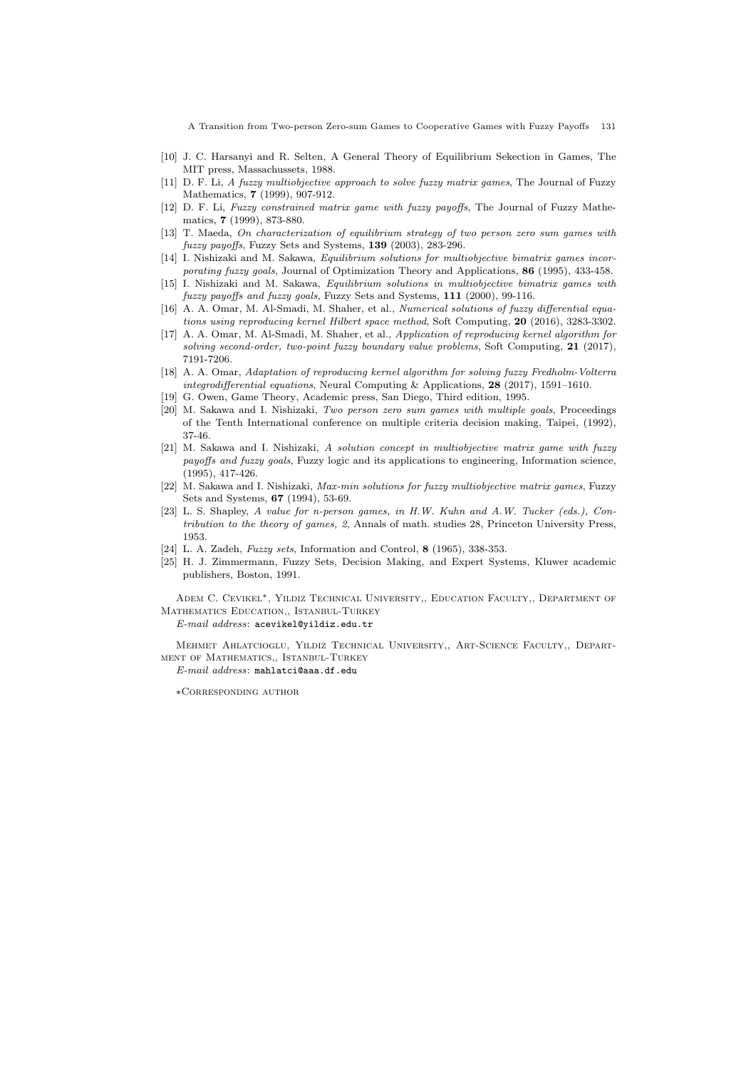[10] J. C. Harsanyi and R. Selten, A General Theory of Equilibrium Sekection in Games, The MIT press, Massachussets, 1988.

[11] D. F. Li, *A fuzzy multiobjective approach to solve fuzzy matrix games*, The Journal of Fuzzy Mathematics, **7** (1999), 907-912.

[12] D. F. Li, *Fuzzy constrained matrix game with fuzzy payoffs*, The Journal of Fuzzy Mathematics, **7** (1999), 873-880.

[13] T. Maeda, *On characterization of equilibrium strategy of two person zero sum games with fuzzy payoffs*, Fuzzy Sets and Systems, **139** (2003), 283-296.

[14] I. Nishizaki and M. Sakawa, *Equilibrium solutions for multiobjective bimatrix games incorporating fuzzy goals*, Journal of Optimization Theory and Applications, **86** (1995), 433-458.

[15] I. Nishizaki and M. Sakawa, *Equilibrium solutions in multiobjective bimatrix games with fuzzy payoffs and fuzzy goals*, Fuzzy Sets and Systems, **111** (2000), 99-116.

[16] A. A. Omar, M. Al-Smadi, M. Shaher, et al., *Numerical solutions of fuzzy differential equations using reproducing kernel Hilbert space method*, Soft Computing, **20** (2016), 3283-3302.

[17] A. A. Omar, M. Al-Smadi, M. Shaher, et al., *Application of reproducing kernel algorithm for solving second-order, two-point fuzzy boundary value problems*, Soft Computing, **21** (2017), 7191-7206.

[18] A. A. Omar, *Adaptation of reproducing kernel algorithm for solving fuzzy Fredholm-Volterra integrodifferential equations*, Neural Computing & Applications, **28** (2017), 1591–1610.

[19] G. Owen, Game Theory, Academic press, San Diego, Third edition, 1995.

[20] M. Sakawa and I. Nishizaki, *Two person zero sum games with multiple goals*, Proceedings of the Tenth International conference on multiple criteria decision making, Taipei, (1992), 37-46.

[21] M. Sakawa and I. Nishizaki, *A solution concept in multiobjective matrix game with fuzzy payoffs and fuzzy goals*, Fuzzy logic and its applications to engineering, Information science, (1995), 417-426.

[22] M. Sakawa and I. Nishizaki, *Max-min solutions for fuzzy multiobjective matrix games*, Fuzzy Sets and Systems, **67** (1994), 53-69.

[23] L. S. Shapley, *A value for n-person games, in H.W. Kuhn and A.W. Tucker (eds.), Contribution to the theory of games, 2*, Annals of math. studies 28, Princeton University Press, 1953.

[24] L. A. Zadeh, *Fuzzy sets*, Information and Control, **8** (1965), 338-353.

[25] H. J. Zimmermann, Fuzzy Sets, Decision Making, and Expert Systems, Kluwer academic publishers, Boston, 1991.

Adem C. Cevikel*, Yildiz Technical University,, Education Faculty,, Department of Mathematics Education,, Istanbul-Turkey

*E-mail address*: acevikel@yildiz.edu.tr

Mehmet Ahlatcioglu, Yildiz Technical University,, Art-Science Faculty,, Department of Mathematics,, Istanbul-Turkey

*E-mail address*: mahlatci@aaa.df.edu

*Corresponding author